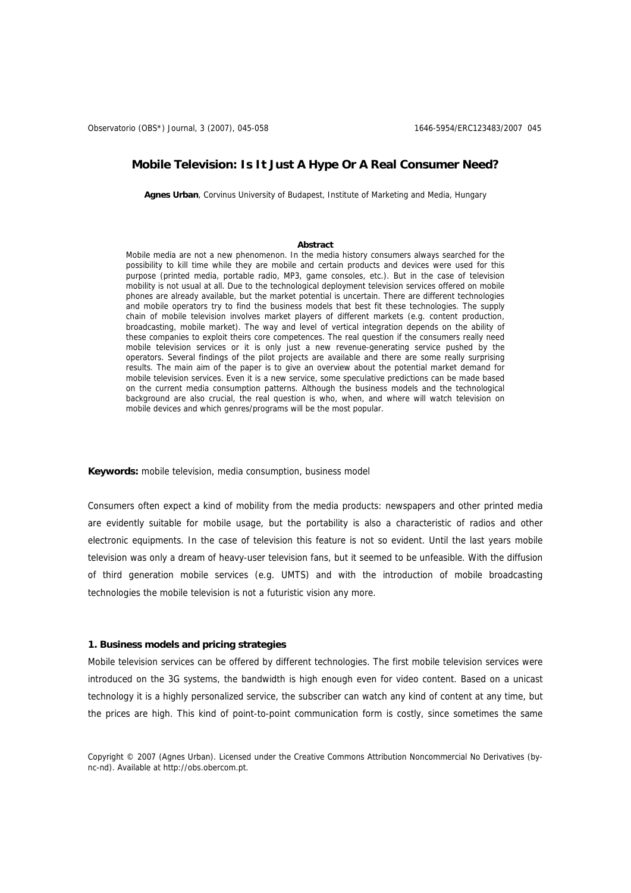# Mobile Television: Is It Just A Hype Or A Real Consumer Need?

**Agnes Urban**, Corvinus University of Budapest, Institute of Marketing and Media, Hungary

**Abstract**

Mobile media are not a new phenomenon. In the media history consumers always searched for the possibility to kill time while they are mobile and certain products and devices were used for this purpose (printed media, portable radio, MP3, game consoles, etc.). But in the case of television mobility is not usual at all. Due to the technological deployment television services offered on mobile phones are already available, but the market potential is uncertain. There are different technologies and mobile operators try to find the business models that best fit these technologies. The supply chain of mobile television involves market players of different markets (e.g. content production, broadcasting, mobile market). The way and level of vertical integration depends on the ability of these companies to exploit theirs core competences. The real question if the consumers really need mobile television services or it is only just a new revenue-generating service pushed by the operators. Several findings of the pilot projects are available and there are some really surprising results. The main aim of the paper is to give an overview about the potential market demand for mobile television services. Even it is a new service, some speculative predictions can be made based on the current media consumption patterns. Although the business models and the technological background are also crucial, the real question is who, when, and where will watch television on mobile devices and which genres/programs will be the most popular.

**Keywords:** mobile television, media consumption, business model

Consumers often expect a kind of mobility from the media products: newspapers and other printed media are evidently suitable for mobile usage, but the portability is also a characteristic of radios and other electronic equipments. In the case of television this feature is not so evident. Until the last years mobile television was only a dream of heavy-user television fans, but it seemed to be unfeasible. With the diffusion of third generation mobile services (e.g. UMTS) and with the introduction of mobile broadcasting technologies the mobile television is not a futuristic vision any more.

## 1. Business models and pricing strategies

Mobile television services can be offered by different technologies. The first mobile television services were introduced on the 3G systems, the bandwidth is high enough even for video content. Based on a unicast technology it is a highly personalized service, the subscriber can watch any kind of content at any time, but the prices are high. This kind of point-to-point communication form is costly, since sometimes the same

Copyright © 2007 (Agnes Urban). Licensed under the Creative Commons Attribution Noncommercial No Derivatives (by-nc-nd). Available at http://obs.obercom.pt.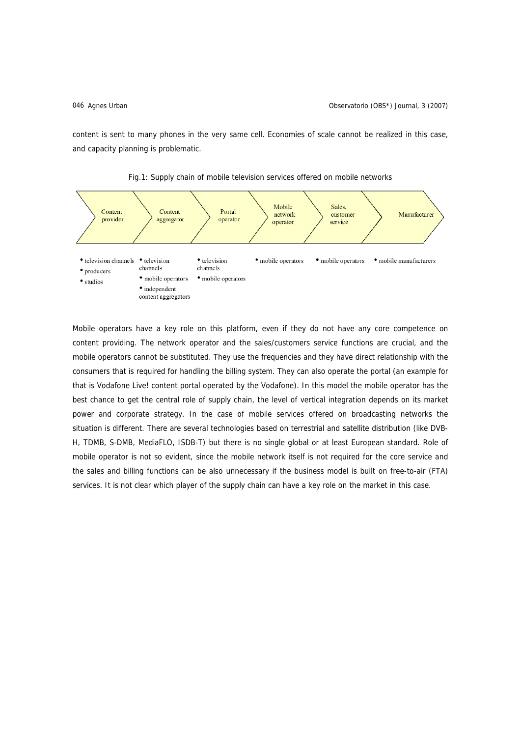content is sent to many phones in the very same cell. Economies of scale cannot be realized in this case, and capacity planning is problematic.

Fig.1: Supply chain of mobile television services offered on mobile networks

| Content provider | Content aggregator | Portal operator | Mobile network operator | Sales, customer service | Manufacturer |
|---|---|---|---|---|---|
| • television channels<br>• producers<br>• studios | • television channels<br>• mobile operators<br>• independent content aggregators | • television channels<br>• mobile operators | • mobile operators | • mobile operators | • mobile manufacturers |

Mobile operators have a key role on this platform, even if they do not have any core competence on content providing. The network operator and the sales/customers service functions are crucial, and the mobile operators cannot be substituted. They use the frequencies and they have direct relationship with the consumers that is required for handling the billing system. They can also operate the portal (an example for that is Vodafone Live! content portal operated by the Vodafone). In this model the mobile operator has the best chance to get the central role of supply chain, the level of vertical integration depends on its market power and corporate strategy. In the case of mobile services offered on broadcasting networks the situation is different. There are several technologies based on terrestrial and satellite distribution (like DVB-H, TDMB, S-DMB, MediaFLO, ISDB-T) but there is no single global or at least European standard. Role of mobile operator is not so evident, since the mobile network itself is not required for the core service and the sales and billing functions can be also unnecessary if the business model is built on free-to-air (FTA) services. It is not clear which player of the supply chain can have a key role on the market in this case.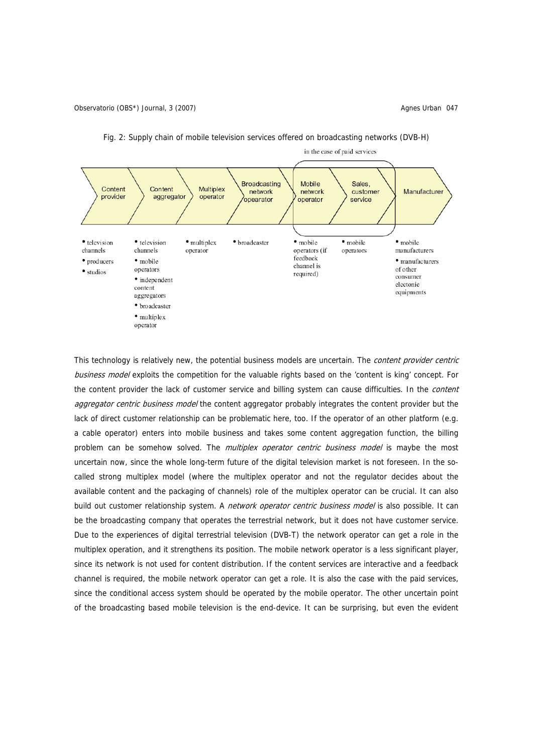Fig. 2: Supply chain of mobile television services offered on broadcasting networks (DVB-H)

| Content provider | Content aggregator | Multiplex operator | Broadcasting network opearator | Mobile network operator | Sales, customer service | Manufacturer |
|---|---|---|---|---|---|---|
| • television channels<br>• producers<br>• studios | • television channels<br>• mobile operators<br>• independent content aggregators<br>• broadcaster<br>• multiplex operator | • multiplex operator | • broadcaster | • mobile operators (if feedback channel is required) | • mobile operators | • mobile manufacturers<br>• manufacturers of other consumer electonic equipments |

in the case of paid services

This technology is relatively new, the potential business models are uncertain. The *content provider centric business model* exploits the competition for the valuable rights based on the 'content is king' concept. For the content provider the lack of customer service and billing system can cause difficulties. In the *content aggregator centric business model* the content aggregator probably integrates the content provider but the lack of direct customer relationship can be problematic here, too. If the operator of an other platform (e.g. a cable operator) enters into mobile business and takes some content aggregation function, the billing problem can be somehow solved. The *multiplex operator centric business model* is maybe the most uncertain now, since the whole long-term future of the digital television market is not foreseen. In the so-called strong multiplex model (where the multiplex operator and not the regulator decides about the available content and the packaging of channels) role of the multiplex operator can be crucial. It can also build out customer relationship system. A *network operator centric business model* is also possible. It can be the broadcasting company that operates the terrestrial network, but it does not have customer service. Due to the experiences of digital terrestrial television (DVB-T) the network operator can get a role in the multiplex operation, and it strengthens its position. The mobile network operator is a less significant player, since its network is not used for content distribution. If the content services are interactive and a feedback channel is required, the mobile network operator can get a role. It is also the case with the paid services, since the conditional access system should be operated by the mobile operator. The other uncertain point of the broadcasting based mobile television is the end-device. It can be surprising, but even the evident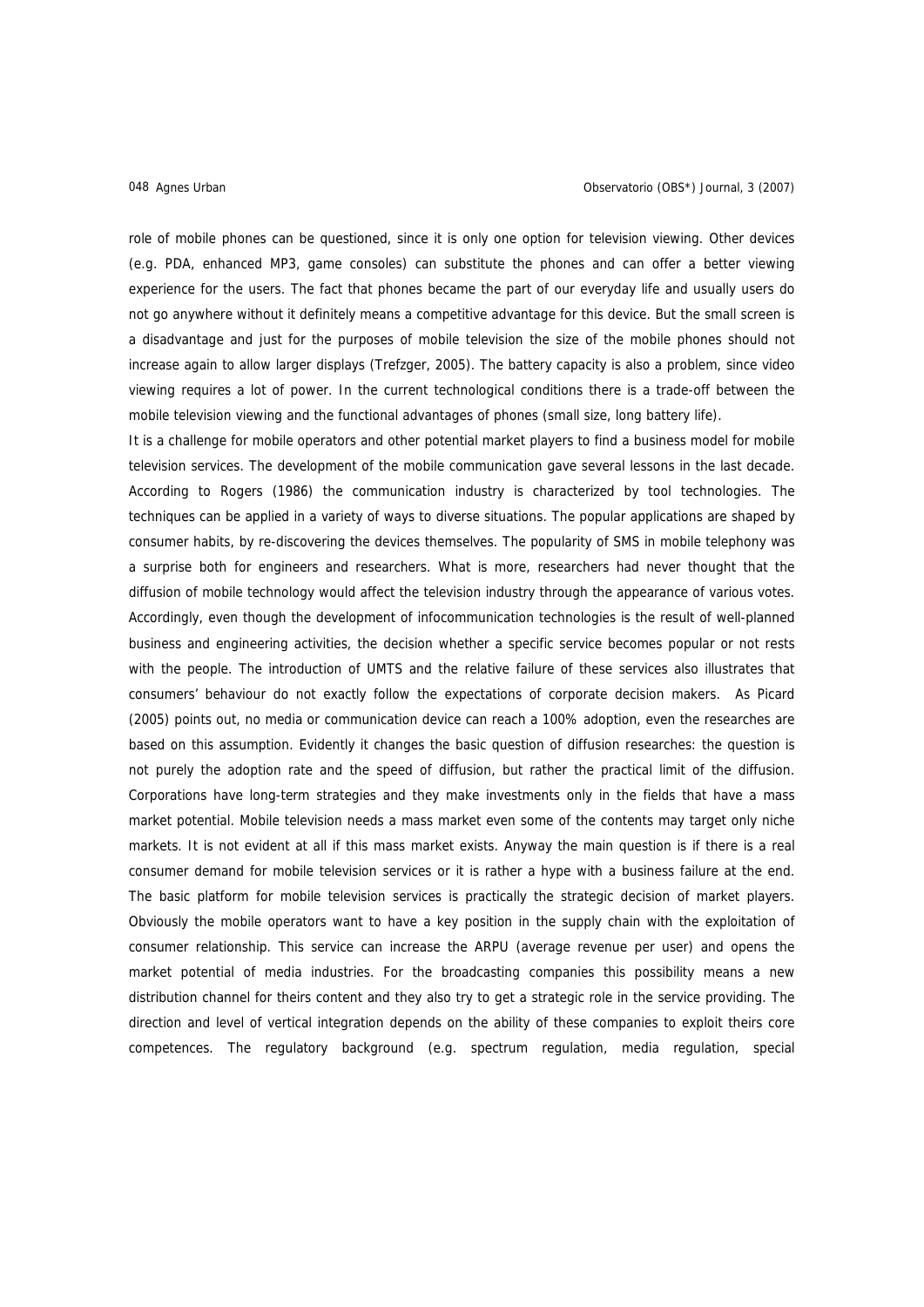role of mobile phones can be questioned, since it is only one option for television viewing. Other devices (e.g. PDA, enhanced MP3, game consoles) can substitute the phones and can offer a better viewing experience for the users. The fact that phones became the part of our everyday life and usually users do not go anywhere without it definitely means a competitive advantage for this device. But the small screen is a disadvantage and just for the purposes of mobile television the size of the mobile phones should not increase again to allow larger displays (Trefzger, 2005). The battery capacity is also a problem, since video viewing requires a lot of power. In the current technological conditions there is a trade-off between the mobile television viewing and the functional advantages of phones (small size, long battery life).

It is a challenge for mobile operators and other potential market players to find a business model for mobile television services. The development of the mobile communication gave several lessons in the last decade. According to Rogers (1986) the communication industry is characterized by tool technologies. The techniques can be applied in a variety of ways to diverse situations. The popular applications are shaped by consumer habits, by re-discovering the devices themselves. The popularity of SMS in mobile telephony was a surprise both for engineers and researchers. What is more, researchers had never thought that the diffusion of mobile technology would affect the television industry through the appearance of various votes. Accordingly, even though the development of infocommunication technologies is the result of well-planned business and engineering activities, the decision whether a specific service becomes popular or not rests with the people. The introduction of UMTS and the relative failure of these services also illustrates that consumers' behaviour do not exactly follow the expectations of corporate decision makers. As Picard (2005) points out, no media or communication device can reach a 100% adoption, even the researches are based on this assumption. Evidently it changes the basic question of diffusion researches: the question is not purely the adoption rate and the speed of diffusion, but rather the practical limit of the diffusion. Corporations have long-term strategies and they make investments only in the fields that have a mass market potential. Mobile television needs a mass market even some of the contents may target only niche markets. It is not evident at all if this mass market exists. Anyway the main question is if there is a real consumer demand for mobile television services or it is rather a hype with a business failure at the end.

The basic platform for mobile television services is practically the strategic decision of market players. Obviously the mobile operators want to have a key position in the supply chain with the exploitation of consumer relationship. This service can increase the ARPU (average revenue per user) and opens the market potential of media industries. For the broadcasting companies this possibility means a new distribution channel for theirs content and they also try to get a strategic role in the service providing. The direction and level of vertical integration depends on the ability of these companies to exploit theirs core competences. The regulatory background (e.g. spectrum regulation, media regulation, special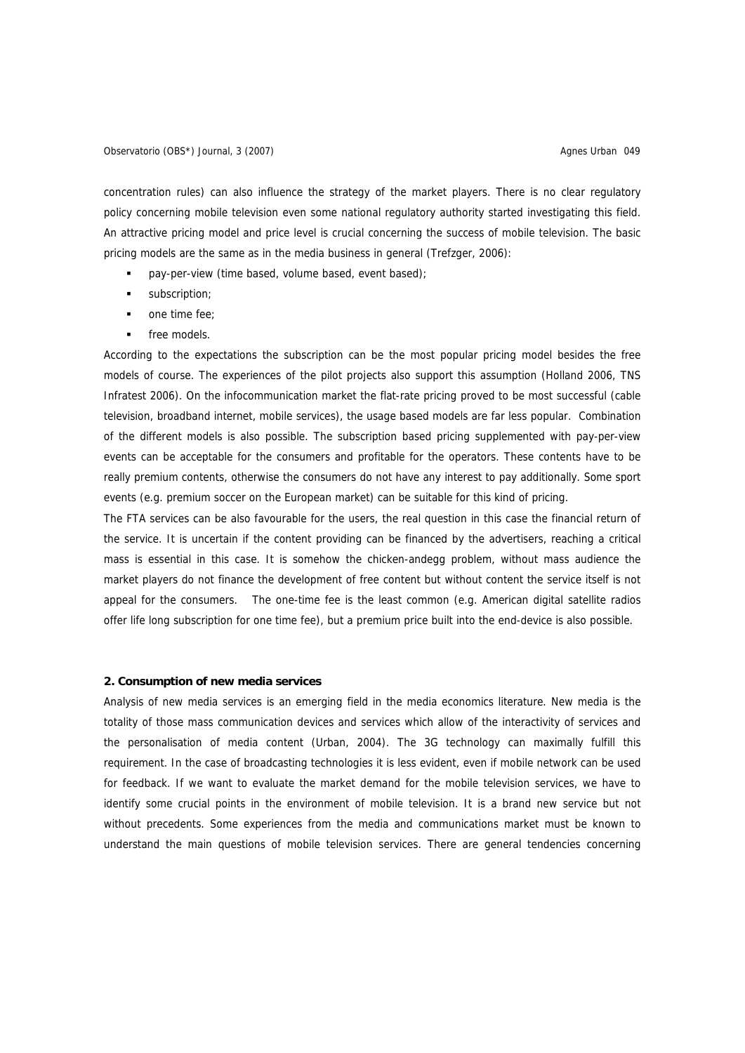concentration rules) can also influence the strategy of the market players. There is no clear regulatory policy concerning mobile television even some national regulatory authority started investigating this field. An attractive pricing model and price level is crucial concerning the success of mobile television. The basic pricing models are the same as in the media business in general (Trefzger, 2006):

- pay-per-view (time based, volume based, event based);
- subscription;
- one time fee;
- free models.

According to the expectations the subscription can be the most popular pricing model besides the free models of course. The experiences of the pilot projects also support this assumption (Holland 2006, TNS Infratest 2006). On the infocommunication market the flat-rate pricing proved to be most successful (cable television, broadband internet, mobile services), the usage based models are far less popular. Combination of the different models is also possible. The subscription based pricing supplemented with pay-per-view events can be acceptable for the consumers and profitable for the operators. These contents have to be really premium contents, otherwise the consumers do not have any interest to pay additionally. Some sport events (e.g. premium soccer on the European market) can be suitable for this kind of pricing.

The FTA services can be also favourable for the users, the real question in this case the financial return of the service. It is uncertain if the content providing can be financed by the advertisers, reaching a critical mass is essential in this case. It is somehow the chicken-andegg problem, without mass audience the market players do not finance the development of free content but without content the service itself is not appeal for the consumers. The one-time fee is the least common (e.g. American digital satellite radios offer life long subscription for one time fee), but a premium price built into the end-device is also possible.

## 2. Consumption of new media services

Analysis of new media services is an emerging field in the media economics literature. New media is the totality of those mass communication devices and services which allow of the interactivity of services and the personalisation of media content (Urban, 2004). The 3G technology can maximally fulfill this requirement. In the case of broadcasting technologies it is less evident, even if mobile network can be used for feedback. If we want to evaluate the market demand for the mobile television services, we have to identify some crucial points in the environment of mobile television. It is a brand new service but not without precedents. Some experiences from the media and communications market must be known to understand the main questions of mobile television services. There are general tendencies concerning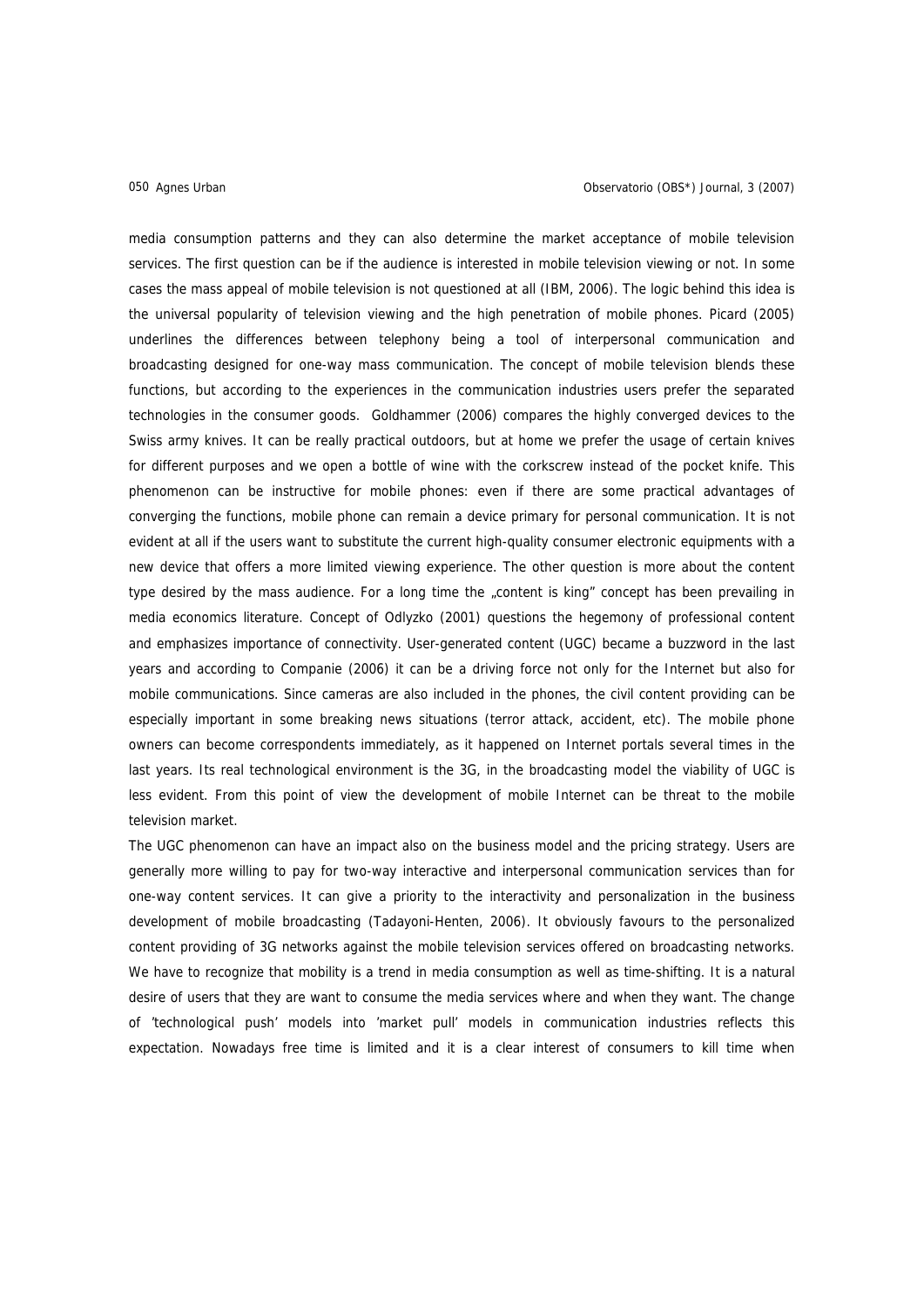media consumption patterns and they can also determine the market acceptance of mobile television services. The first question can be if the audience is interested in mobile television viewing or not. In some cases the mass appeal of mobile television is not questioned at all (IBM, 2006). The logic behind this idea is the universal popularity of television viewing and the high penetration of mobile phones. Picard (2005) underlines the differences between telephony being a tool of interpersonal communication and broadcasting designed for one-way mass communication. The concept of mobile television blends these functions, but according to the experiences in the communication industries users prefer the separated technologies in the consumer goods. Goldhammer (2006) compares the highly converged devices to the Swiss army knives. It can be really practical outdoors, but at home we prefer the usage of certain knives for different purposes and we open a bottle of wine with the corkscrew instead of the pocket knife. This phenomenon can be instructive for mobile phones: even if there are some practical advantages of converging the functions, mobile phone can remain a device primary for personal communication. It is not evident at all if the users want to substitute the current high-quality consumer electronic equipments with a new device that offers a more limited viewing experience. The other question is more about the content type desired by the mass audience. For a long time the „content is king" concept has been prevailing in media economics literature. Concept of Odlyzko (2001) questions the hegemony of professional content and emphasizes importance of connectivity. User-generated content (UGC) became a buzzword in the last years and according to Companie (2006) it can be a driving force not only for the Internet but also for mobile communications. Since cameras are also included in the phones, the civil content providing can be especially important in some breaking news situations (terror attack, accident, etc). The mobile phone owners can become correspondents immediately, as it happened on Internet portals several times in the last years. Its real technological environment is the 3G, in the broadcasting model the viability of UGC is less evident. From this point of view the development of mobile Internet can be threat to the mobile television market.

The UGC phenomenon can have an impact also on the business model and the pricing strategy. Users are generally more willing to pay for two-way interactive and interpersonal communication services than for one-way content services. It can give a priority to the interactivity and personalization in the business development of mobile broadcasting (Tadayoni-Henten, 2006). It obviously favours to the personalized content providing of 3G networks against the mobile television services offered on broadcasting networks. We have to recognize that mobility is a trend in media consumption as well as time-shifting. It is a natural desire of users that they are want to consume the media services where and when they want. The change of 'technological push' models into 'market pull' models in communication industries reflects this expectation. Nowadays free time is limited and it is a clear interest of consumers to kill time when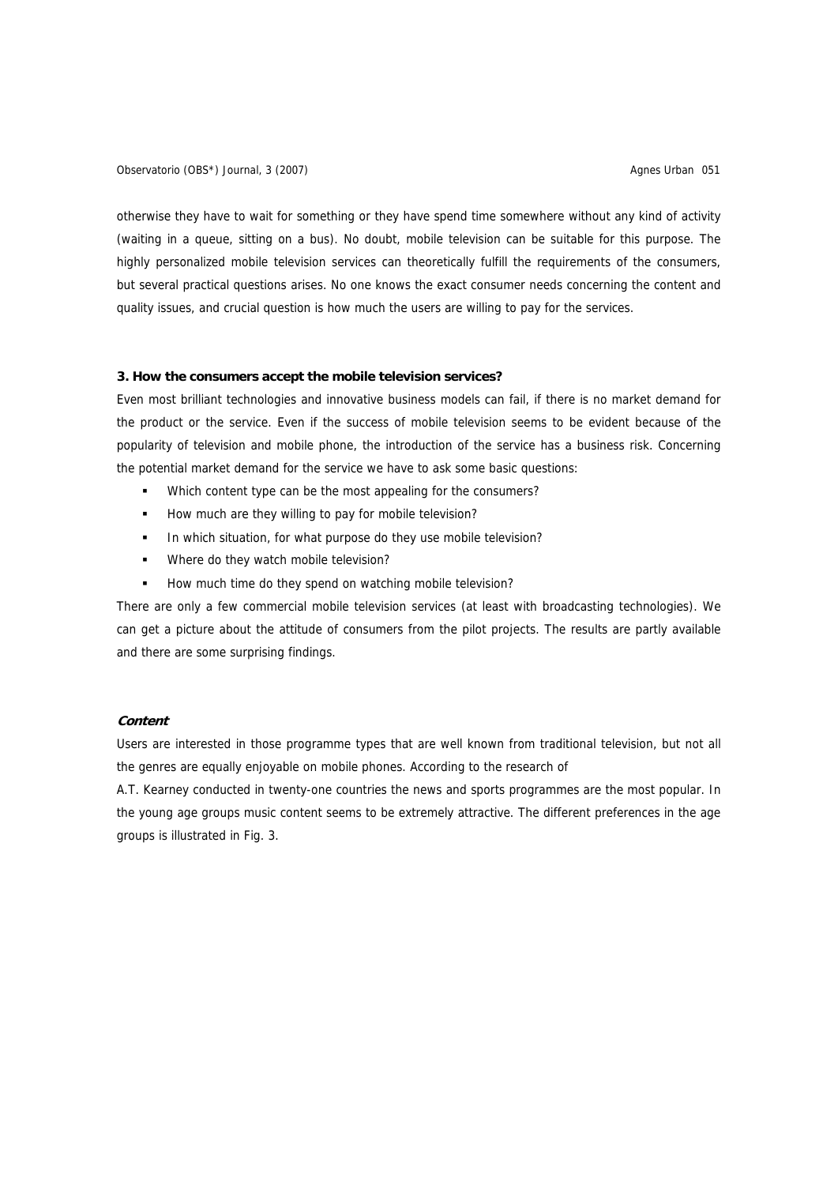otherwise they have to wait for something or they have spend time somewhere without any kind of activity (waiting in a queue, sitting on a bus). No doubt, mobile television can be suitable for this purpose. The highly personalized mobile television services can theoretically fulfill the requirements of the consumers, but several practical questions arises. No one knows the exact consumer needs concerning the content and quality issues, and crucial question is how much the users are willing to pay for the services.

### 3. How the consumers accept the mobile television services?

Even most brilliant technologies and innovative business models can fail, if there is no market demand for the product or the service. Even if the success of mobile television seems to be evident because of the popularity of television and mobile phone, the introduction of the service has a business risk. Concerning the potential market demand for the service we have to ask some basic questions:

- Which content type can be the most appealing for the consumers?
- How much are they willing to pay for mobile television?
- In which situation, for what purpose do they use mobile television?
- Where do they watch mobile television?
- How much time do they spend on watching mobile television?

There are only a few commercial mobile television services (at least with broadcasting technologies). We can get a picture about the attitude of consumers from the pilot projects. The results are partly available and there are some surprising findings.

#### *Content*

Users are interested in those programme types that are well known from traditional television, but not all the genres are equally enjoyable on mobile phones. According to the research of A.T. Kearney conducted in twenty-one countries the news and sports programmes are the most popular. In the young age groups music content seems to be extremely attractive. The different preferences in the age groups is illustrated in Fig. 3.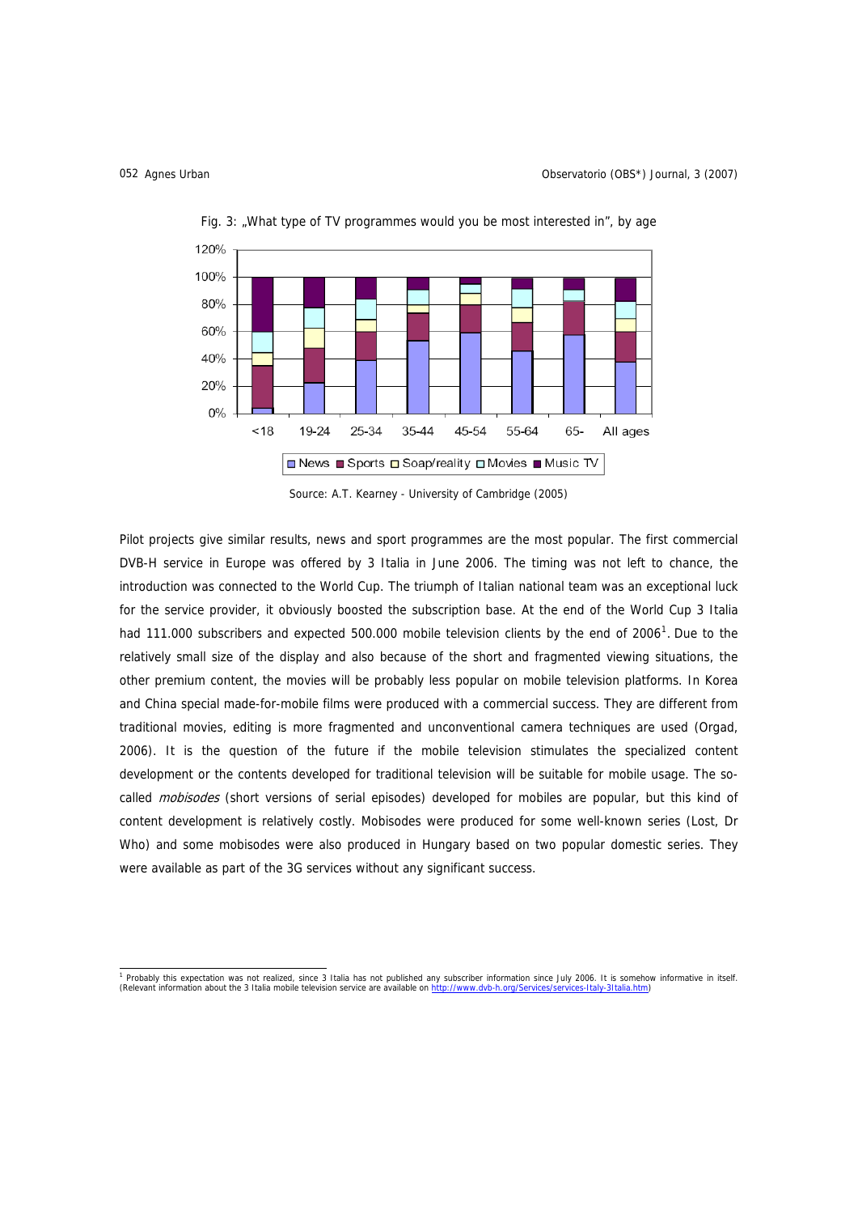Fig. 3: „What type of TV programmes would you be most interested in", by age

Source: A.T. Kearney - University of Cambridge (2005)

Pilot projects give similar results, news and sport programmes are the most popular. The first commercial DVB-H service in Europe was offered by 3 Italia in June 2006. The timing was not left to chance, the introduction was connected to the World Cup. The triumph of Italian national team was an exceptional luck for the service provider, it obviously boosted the subscription base. At the end of the World Cup 3 Italia had 111.000 subscribers and expected 500.000 mobile television clients by the end of 2006[1]. Due to the relatively small size of the display and also because of the short and fragmented viewing situations, the other premium content, the movies will be probably less popular on mobile television platforms. In Korea and China special made-for-mobile films were produced with a commercial success. They are different from traditional movies, editing is more fragmented and unconventional camera techniques are used (Orgad, 2006). It is the question of the future if the mobile television stimulates the specialized content development or the contents developed for traditional television will be suitable for mobile usage. The so-called *mobisodes* (short versions of serial episodes) developed for mobiles are popular, but this kind of content development is relatively costly. Mobisodes were produced for some well-known series (Lost, Dr Who) and some mobisodes were also produced in Hungary based on two popular domestic series. They were available as part of the 3G services without any significant success.

[1] Probably this expectation was not realized, since 3 Italia has not published any subscriber information since July 2006. It is somehow informative in itself. (Relevant information about the 3 Italia mobile television service are available on http://www.dvb-h.org/Services/services-Italy-3Italia.htm)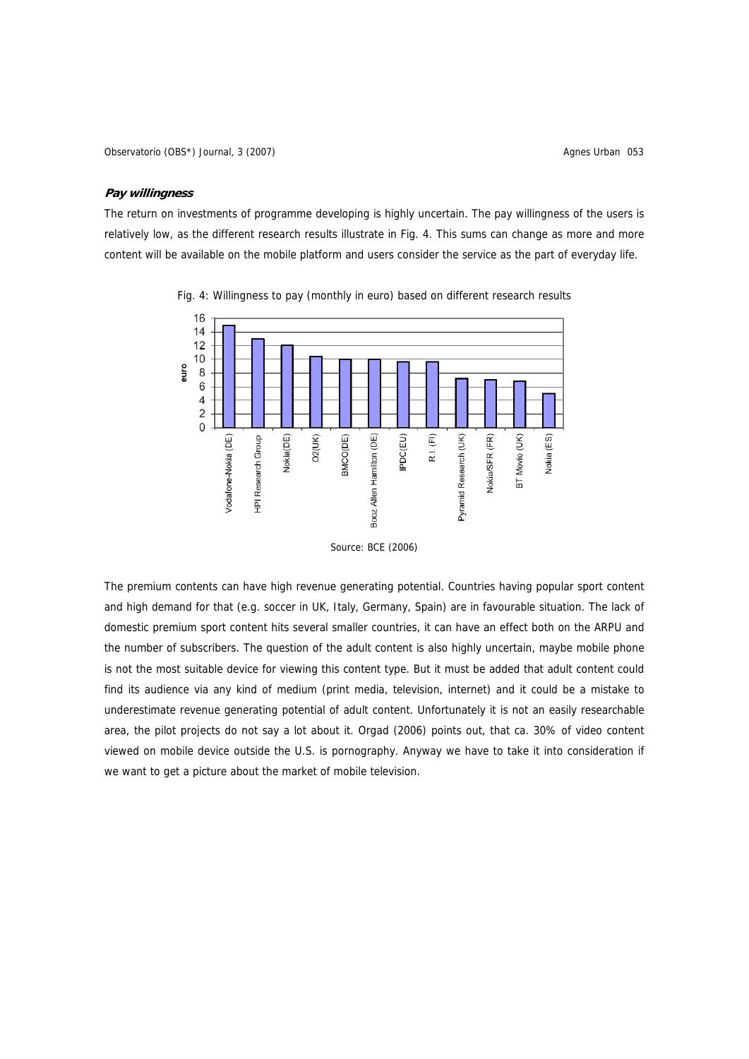### *Pay willingness*

The return on investments of programme developing is highly uncertain. The pay willingness of the users is relatively low, as the different research results illustrate in Fig. 4. This sums can change as more and more content will be available on the mobile platform and users consider the service as the part of everyday life.

Fig. 4: Willingness to pay (monthly in euro) based on different research results

Source: BCE (2006)

The premium contents can have high revenue generating potential. Countries having popular sport content and high demand for that (e.g. soccer in UK, Italy, Germany, Spain) are in favourable situation. The lack of domestic premium sport content hits several smaller countries, it can have an effect both on the ARPU and the number of subscribers. The question of the adult content is also highly uncertain, maybe mobile phone is not the most suitable device for viewing this content type. But it must be added that adult content could find its audience via any kind of medium (print media, television, internet) and it could be a mistake to underestimate revenue generating potential of adult content. Unfortunately it is not an easily researchable area, the pilot projects do not say a lot about it. Orgad (2006) points out, that ca. 30% of video content viewed on mobile device outside the U.S. is pornography. Anyway we have to take it into consideration if we want to get a picture about the market of mobile television.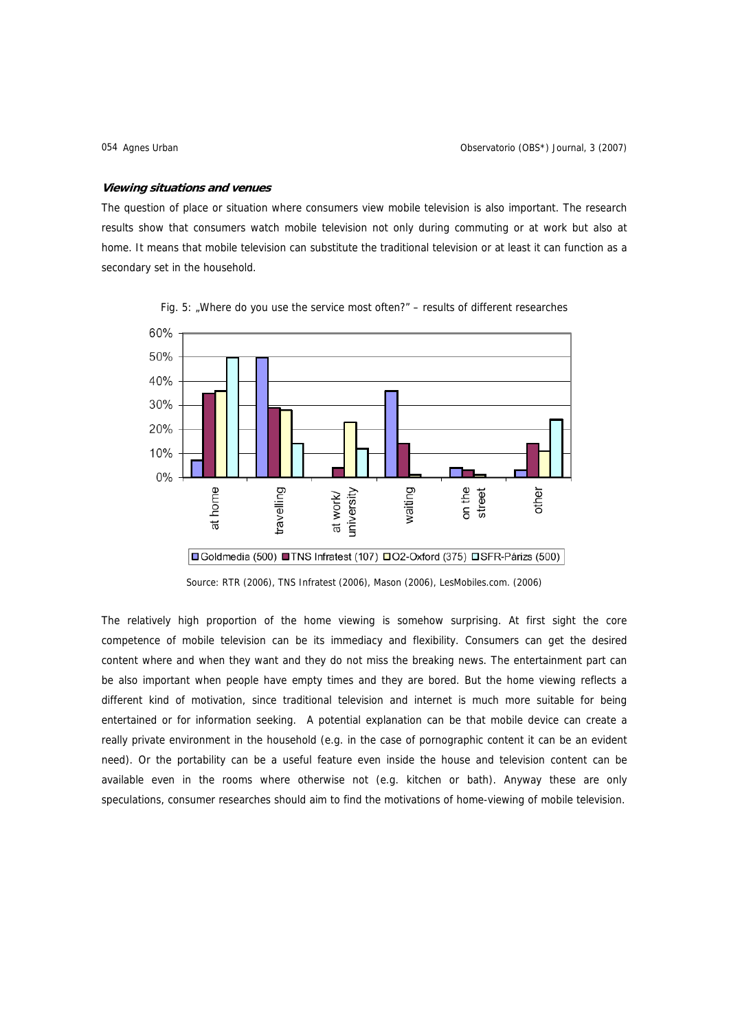### *Viewing situations and venues*

The question of place or situation where consumers view mobile television is also important. The research results show that consumers watch mobile television not only during commuting or at work but also at home. It means that mobile television can substitute the traditional television or at least it can function as a secondary set in the household.

Fig. 5: „Where do you use the service most often?" – results of different researches

Source: RTR (2006), TNS Infratest (2006), Mason (2006), LesMobiles.com. (2006)

The relatively high proportion of the home viewing is somehow surprising. At first sight the core competence of mobile television can be its immediacy and flexibility. Consumers can get the desired content where and when they want and they do not miss the breaking news. The entertainment part can be also important when people have empty times and they are bored. But the home viewing reflects a different kind of motivation, since traditional television and internet is much more suitable for being entertained or for information seeking. A potential explanation can be that mobile device can create a really private environment in the household (e.g. in the case of pornographic content it can be an evident need). Or the portability can be a useful feature even inside the house and television content can be available even in the rooms where otherwise not (e.g. kitchen or bath). Anyway these are only speculations, consumer researches should aim to find the motivations of home-viewing of mobile television.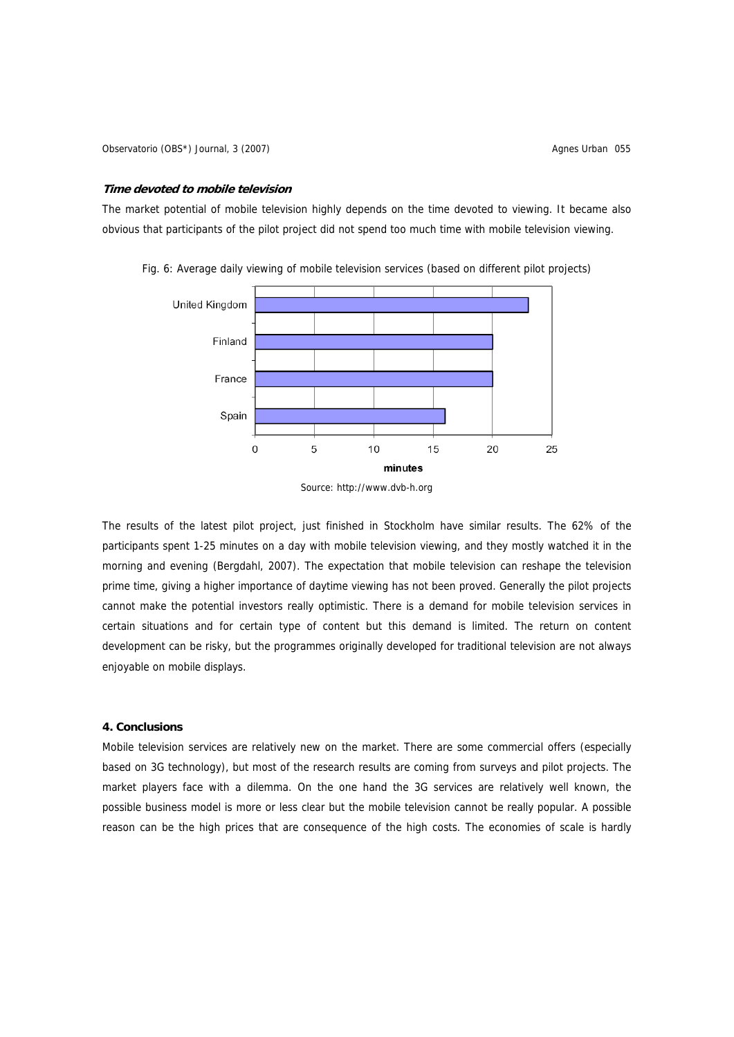***Time devoted to mobile television***

The market potential of mobile television highly depends on the time devoted to viewing. It became also obvious that participants of the pilot project did not spend too much time with mobile television viewing.

Fig. 6: Average daily viewing of mobile television services (based on different pilot projects)

Source: http://www.dvb-h.org

The results of the latest pilot project, just finished in Stockholm have similar results. The 62% of the participants spent 1-25 minutes on a day with mobile television viewing, and they mostly watched it in the morning and evening (Bergdahl, 2007). The expectation that mobile television can reshape the television prime time, giving a higher importance of daytime viewing has not been proved. Generally the pilot projects cannot make the potential investors really optimistic. There is a demand for mobile television services in certain situations and for certain type of content but this demand is limited. The return on content development can be risky, but the programmes originally developed for traditional television are not always enjoyable on mobile displays.

## 4. Conclusions

Mobile television services are relatively new on the market. There are some commercial offers (especially based on 3G technology), but most of the research results are coming from surveys and pilot projects. The market players face with a dilemma. On the one hand the 3G services are relatively well known, the possible business model is more or less clear but the mobile television cannot be really popular. A possible reason can be the high prices that are consequence of the high costs. The economies of scale is hardly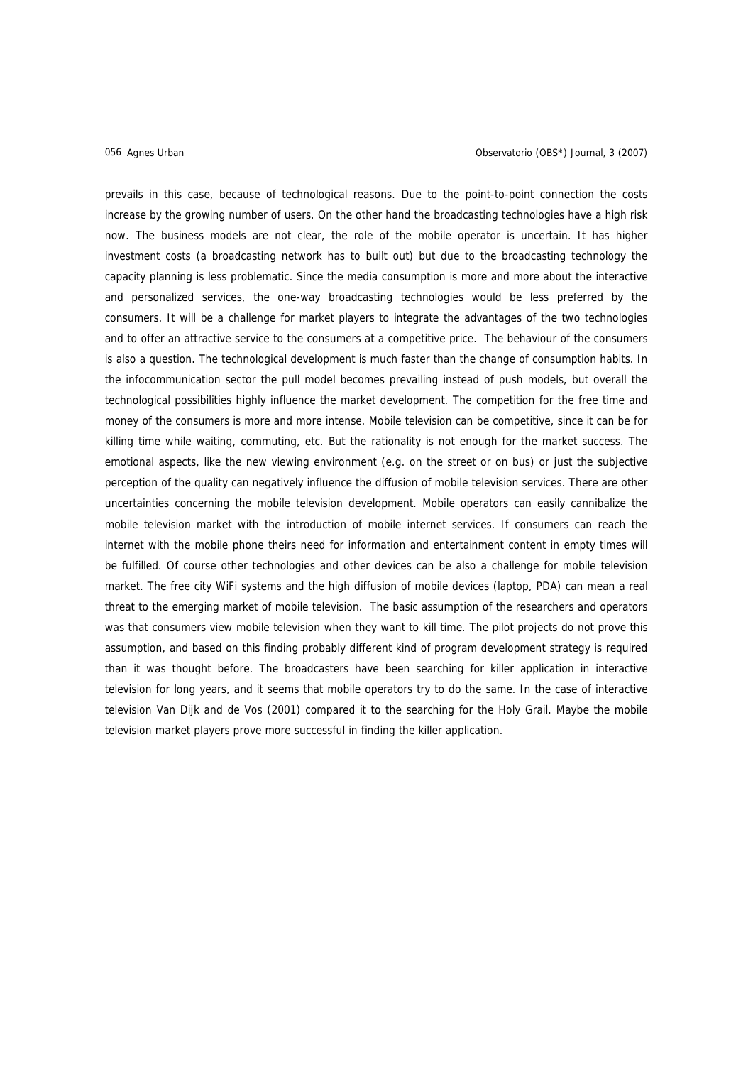prevails in this case, because of technological reasons. Due to the point-to-point connection the costs increase by the growing number of users. On the other hand the broadcasting technologies have a high risk now. The business models are not clear, the role of the mobile operator is uncertain. It has higher investment costs (a broadcasting network has to built out) but due to the broadcasting technology the capacity planning is less problematic. Since the media consumption is more and more about the interactive and personalized services, the one-way broadcasting technologies would be less preferred by the consumers. It will be a challenge for market players to integrate the advantages of the two technologies and to offer an attractive service to the consumers at a competitive price. The behaviour of the consumers is also a question. The technological development is much faster than the change of consumption habits. In the infocommunication sector the pull model becomes prevailing instead of push models, but overall the technological possibilities highly influence the market development. The competition for the free time and money of the consumers is more and more intense. Mobile television can be competitive, since it can be for killing time while waiting, commuting, etc. But the rationality is not enough for the market success. The emotional aspects, like the new viewing environment (e.g. on the street or on bus) or just the subjective perception of the quality can negatively influence the diffusion of mobile television services. There are other uncertainties concerning the mobile television development. Mobile operators can easily cannibalize the mobile television market with the introduction of mobile internet services. If consumers can reach the internet with the mobile phone theirs need for information and entertainment content in empty times will be fulfilled. Of course other technologies and other devices can be also a challenge for mobile television market. The free city WiFi systems and the high diffusion of mobile devices (laptop, PDA) can mean a real threat to the emerging market of mobile television. The basic assumption of the researchers and operators was that consumers view mobile television when they want to kill time. The pilot projects do not prove this assumption, and based on this finding probably different kind of program development strategy is required than it was thought before. The broadcasters have been searching for killer application in interactive television for long years, and it seems that mobile operators try to do the same. In the case of interactive television Van Dijk and de Vos (2001) compared it to the searching for the Holy Grail. Maybe the mobile television market players prove more successful in finding the killer application.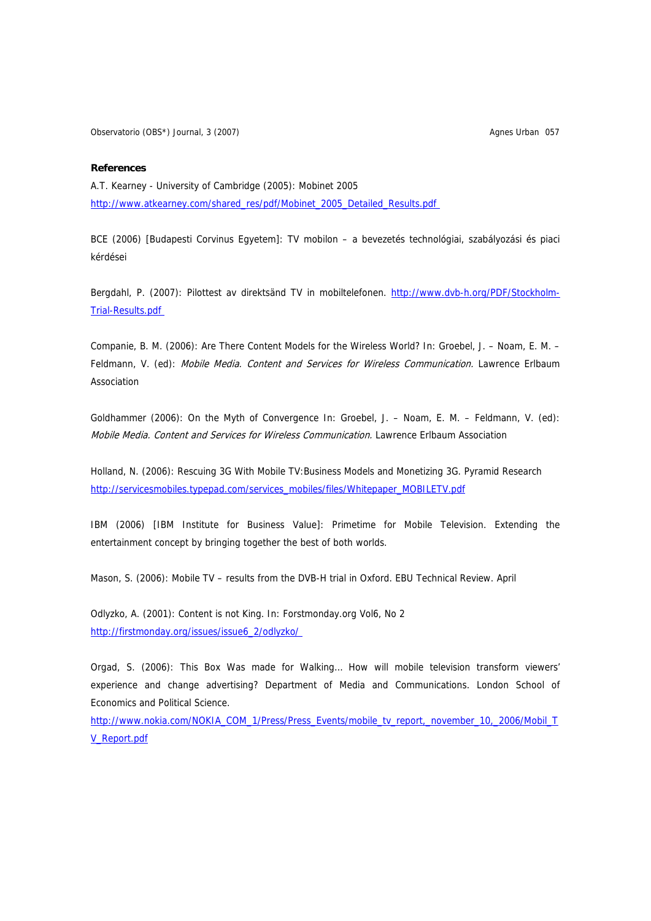## References

A.T. Kearney - University of Cambridge (2005): Mobinet 2005
http://www.atkearney.com/shared_res/pdf/Mobinet_2005_Detailed_Results.pdf

BCE (2006) [Budapesti Corvinus Egyetem]: TV mobilon – a bevezetés technológiai, szabályozási és piaci kérdései

Bergdahl, P. (2007): Pilottest av direktsänd TV in mobiltelefonen. http://www.dvb-h.org/PDF/Stockholm-Trial-Results.pdf

Companie, B. M. (2006): Are There Content Models for the Wireless World? In: Groebel, J. – Noam, E. M. – Feldmann, V. (ed): *Mobile Media. Content and Services for Wireless Communication.* Lawrence Erlbaum Association

Goldhammer (2006): On the Myth of Convergence In: Groebel, J. – Noam, E. M. – Feldmann, V. (ed): *Mobile Media. Content and Services for Wireless Communication.* Lawrence Erlbaum Association

Holland, N. (2006): Rescuing 3G With Mobile TV:Business Models and Monetizing 3G. Pyramid Research
http://servicesmobiles.typepad.com/services_mobiles/files/Whitepaper_MOBILETV.pdf

IBM (2006) [IBM Institute for Business Value]: Primetime for Mobile Television. Extending the entertainment concept by bringing together the best of both worlds.

Mason, S. (2006): Mobile TV – results from the DVB-H trial in Oxford. EBU Technical Review. April

Odlyzko, A. (2001): Content is not King. In: Forstmonday.org Vol6, No 2
http://firstmonday.org/issues/issue6_2/odlyzko/

Orgad, S. (2006): This Box Was made for Walking... How will mobile television transform viewers' experience and change advertising? Department of Media and Communications. London School of Economics and Political Science.
http://www.nokia.com/NOKIA_COM_1/Press/Press_Events/mobile_tv_report,_november_10,_2006/Mobil_TV_Report.pdf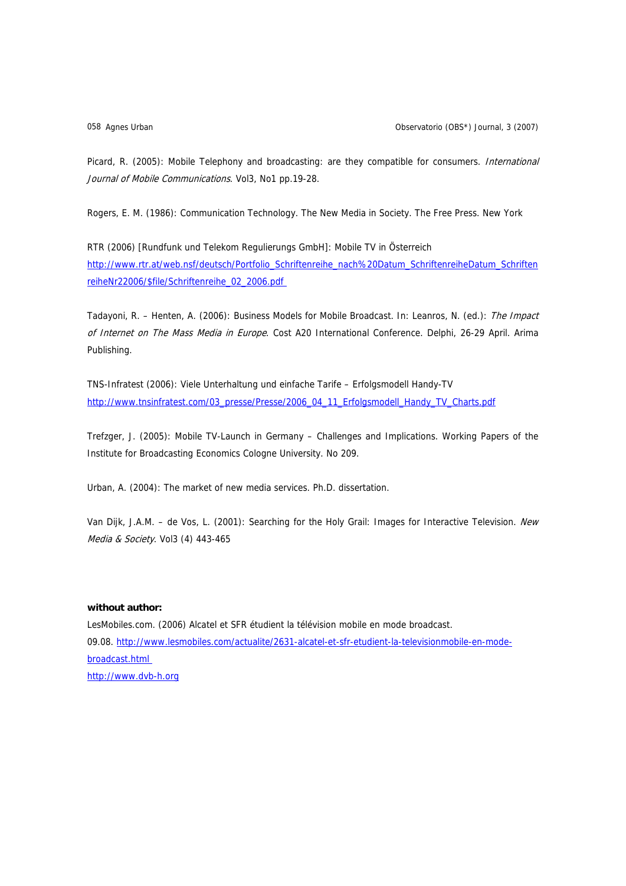Picard, R. (2005): Mobile Telephony and broadcasting: are they compatible for consumers. *International Journal of Mobile Communications*. Vol3, No1 pp.19-28.

Rogers, E. M. (1986): Communication Technology. The New Media in Society. The Free Press. New York

RTR (2006) [Rundfunk und Telekom Regulierungs GmbH]: Mobile TV in Österreich
http://www.rtr.at/web.nsf/deutsch/Portfolio_Schriftenreihe_nach%20Datum_SchriftenreiheDatum_SchriftenreiheNr22006/$file/Schriftenreihe_02_2006.pdf

Tadayoni, R. – Henten, A. (2006): Business Models for Mobile Broadcast. In: Leanros, N. (ed.): *The Impact of Internet on The Mass Media in Europe*. Cost A20 International Conference. Delphi, 26-29 April. Arima Publishing.

TNS-Infratest (2006): Viele Unterhaltung und einfache Tarife – Erfolgsmodell Handy-TV
http://www.tnsinfratest.com/03_presse/Presse/2006_04_11_Erfolgsmodell_Handy_TV_Charts.pdf

Trefzger, J. (2005): Mobile TV-Launch in Germany – Challenges and Implications. Working Papers of the Institute for Broadcasting Economics Cologne University. No 209.

Urban, A. (2004): The market of new media services. Ph.D. dissertation.

Van Dijk, J.A.M. – de Vos, L. (2001): Searching for the Holy Grail: Images for Interactive Television. *New Media & Society*. Vol3 (4) 443-465

**without author:**

LesMobiles.com. (2006) Alcatel et SFR étudient la télévision mobile en mode broadcast.
09.08. http://www.lesmobiles.com/actualite/2631-alcatel-et-sfr-etudient-la-televisionmobile-en-mode-broadcast.html
http://www.dvb-h.org